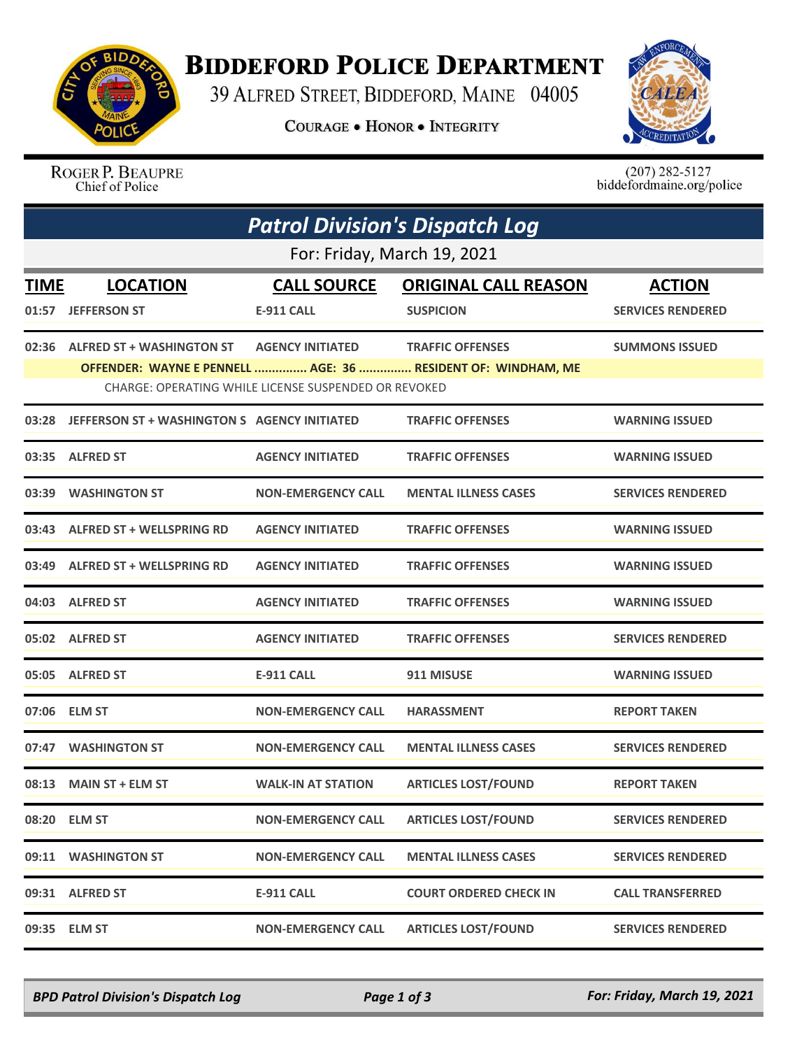# BIDDEFORD POLICE DEPARTMENT

39 ALFRED STREET, BIDDEFORD, MAINE 04005

COURAGE • HONOR • INTEGRITY

ROGER P. BEAUPRE
Chief of Police

(207) 282-5127
biddefordmaine.org/police

## *Patrol Division's Dispatch Log*

For: Friday, March 19, 2021

| TIME | LOCATION | CALL SOURCE | ORIGINAL CALL REASON | ACTION |
|---|---|---|---|---|
| 01:57 | JEFFERSON ST | E-911 CALL | SUSPICION | SERVICES RENDERED |
| 02:36 | ALFRED ST + WASHINGTON ST | AGENCY INITIATED | TRAFFIC OFFENSES | SUMMONS ISSUED |
| | OFFENDER: WAYNE E PENNELL ............... AGE: 36 ............... RESIDENT OF: WINDHAM, ME | | | |
| | CHARGE: OPERATING WHILE LICENSE SUSPENDED OR REVOKED | | | |
| 03:28 | JEFFERSON ST + WASHINGTON S | AGENCY INITIATED | TRAFFIC OFFENSES | WARNING ISSUED |
| 03:35 | ALFRED ST | AGENCY INITIATED | TRAFFIC OFFENSES | WARNING ISSUED |
| 03:39 | WASHINGTON ST | NON-EMERGENCY CALL | MENTAL ILLNESS CASES | SERVICES RENDERED |
| 03:43 | ALFRED ST + WELLSPRING RD | AGENCY INITIATED | TRAFFIC OFFENSES | WARNING ISSUED |
| 03:49 | ALFRED ST + WELLSPRING RD | AGENCY INITIATED | TRAFFIC OFFENSES | WARNING ISSUED |
| 04:03 | ALFRED ST | AGENCY INITIATED | TRAFFIC OFFENSES | WARNING ISSUED |
| 05:02 | ALFRED ST | AGENCY INITIATED | TRAFFIC OFFENSES | SERVICES RENDERED |
| 05:05 | ALFRED ST | E-911 CALL | 911 MISUSE | WARNING ISSUED |
| 07:06 | ELM ST | NON-EMERGENCY CALL | HARASSMENT | REPORT TAKEN |
| 07:47 | WASHINGTON ST | NON-EMERGENCY CALL | MENTAL ILLNESS CASES | SERVICES RENDERED |
| 08:13 | MAIN ST + ELM ST | WALK-IN AT STATION | ARTICLES LOST/FOUND | REPORT TAKEN |
| 08:20 | ELM ST | NON-EMERGENCY CALL | ARTICLES LOST/FOUND | SERVICES RENDERED |
| 09:11 | WASHINGTON ST | NON-EMERGENCY CALL | MENTAL ILLNESS CASES | SERVICES RENDERED |
| 09:31 | ALFRED ST | E-911 CALL | COURT ORDERED CHECK IN | CALL TRANSFERRED |
| 09:35 | ELM ST | NON-EMERGENCY CALL | ARTICLES LOST/FOUND | SERVICES RENDERED |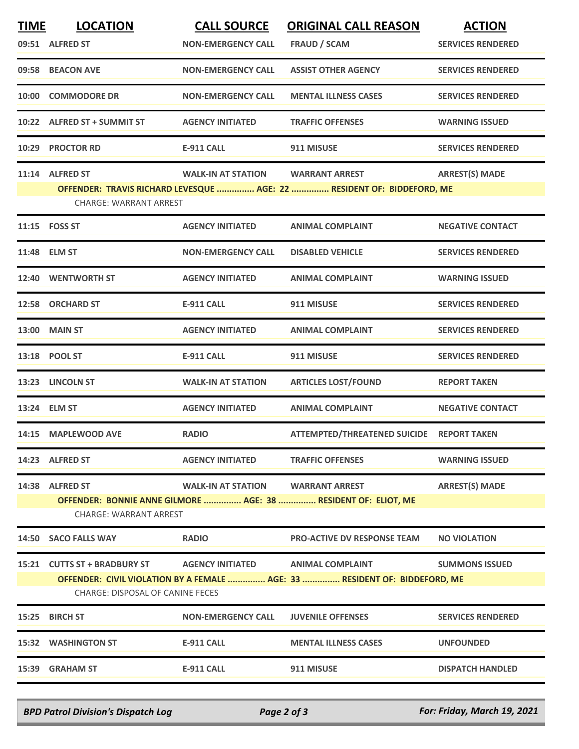| TIME | LOCATION | CALL SOURCE | ORIGINAL CALL REASON | ACTION |
|---|---|---|---|---|
| 09:51 | ALFRED ST | NON-EMERGENCY CALL | FRAUD / SCAM | SERVICES RENDERED |
| 09:58 | BEACON AVE | NON-EMERGENCY CALL | ASSIST OTHER AGENCY | SERVICES RENDERED |
| 10:00 | COMMODORE DR | NON-EMERGENCY CALL | MENTAL ILLNESS CASES | SERVICES RENDERED |
| 10:22 | ALFRED ST + SUMMIT ST | AGENCY INITIATED | TRAFFIC OFFENSES | WARNING ISSUED |
| 10:29 | PROCTOR RD | E-911 CALL | 911 MISUSE | SERVICES RENDERED |
| 11:14 | ALFRED ST | WALK-IN AT STATION | WARRANT ARREST | ARREST(S) MADE |
| | OFFENDER: TRAVIS RICHARD LEVESQUE ............... AGE: 22 ............... RESIDENT OF: BIDDEFORD, ME | | | |
| | CHARGE: WARRANT ARREST | | | |
| 11:15 | FOSS ST | AGENCY INITIATED | ANIMAL COMPLAINT | NEGATIVE CONTACT |
| 11:48 | ELM ST | NON-EMERGENCY CALL | DISABLED VEHICLE | SERVICES RENDERED |
| 12:40 | WENTWORTH ST | AGENCY INITIATED | ANIMAL COMPLAINT | WARNING ISSUED |
| 12:58 | ORCHARD ST | E-911 CALL | 911 MISUSE | SERVICES RENDERED |
| 13:00 | MAIN ST | AGENCY INITIATED | ANIMAL COMPLAINT | SERVICES RENDERED |
| 13:18 | POOL ST | E-911 CALL | 911 MISUSE | SERVICES RENDERED |
| 13:23 | LINCOLN ST | WALK-IN AT STATION | ARTICLES LOST/FOUND | REPORT TAKEN |
| 13:24 | ELM ST | AGENCY INITIATED | ANIMAL COMPLAINT | NEGATIVE CONTACT |
| 14:15 | MAPLEWOOD AVE | RADIO | ATTEMPTED/THREATENED SUICIDE | REPORT TAKEN |
| 14:23 | ALFRED ST | AGENCY INITIATED | TRAFFIC OFFENSES | WARNING ISSUED |
| 14:38 | ALFRED ST | WALK-IN AT STATION | WARRANT ARREST | ARREST(S) MADE |
| | OFFENDER: BONNIE ANNE GILMORE ............... AGE: 38 ............... RESIDENT OF: ELIOT, ME | | | |
| | CHARGE: WARRANT ARREST | | | |
| 14:50 | SACO FALLS WAY | RADIO | PRO-ACTIVE DV RESPONSE TEAM | NO VIOLATION |
| 15:21 | CUTTS ST + BRADBURY ST | AGENCY INITIATED | ANIMAL COMPLAINT | SUMMONS ISSUED |
| | OFFENDER: CIVIL VIOLATION BY A FEMALE ............... AGE: 33 ............... RESIDENT OF: BIDDEFORD, ME | | | |
| | CHARGE: DISPOSAL OF CANINE FECES | | | |
| 15:25 | BIRCH ST | NON-EMERGENCY CALL | JUVENILE OFFENSES | SERVICES RENDERED |
| 15:32 | WASHINGTON ST | E-911 CALL | MENTAL ILLNESS CASES | UNFOUNDED |
| 15:39 | GRAHAM ST | E-911 CALL | 911 MISUSE | DISPATCH HANDLED |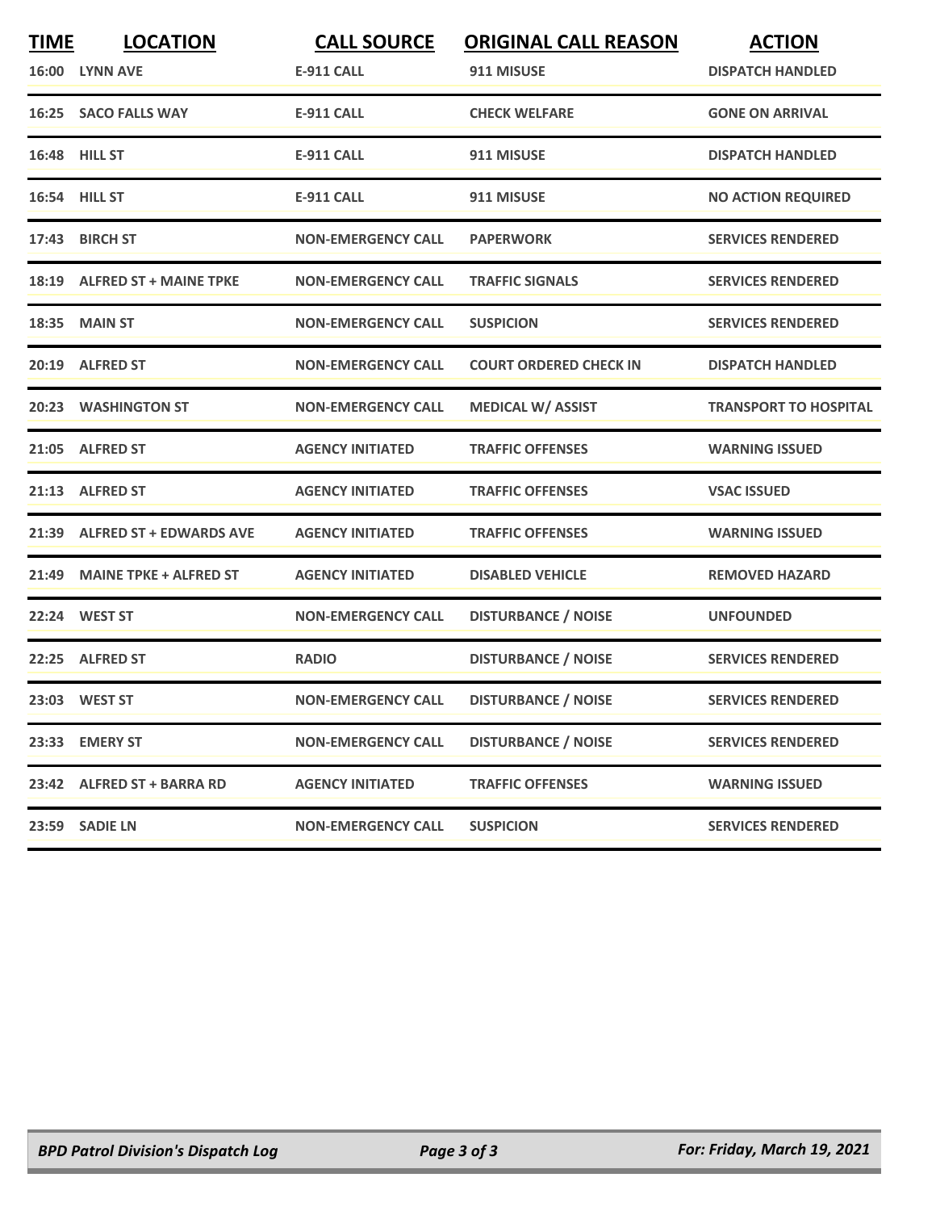| TIME | LOCATION | CALL SOURCE | ORIGINAL CALL REASON | ACTION |
|---|---|---|---|---|
| 16:00 | LYNN AVE | E-911 CALL | 911 MISUSE | DISPATCH HANDLED |
| 16:25 | SACO FALLS WAY | E-911 CALL | CHECK WELFARE | GONE ON ARRIVAL |
| 16:48 | HILL ST | E-911 CALL | 911 MISUSE | DISPATCH HANDLED |
| 16:54 | HILL ST | E-911 CALL | 911 MISUSE | NO ACTION REQUIRED |
| 17:43 | BIRCH ST | NON-EMERGENCY CALL | PAPERWORK | SERVICES RENDERED |
| 18:19 | ALFRED ST + MAINE TPKE | NON-EMERGENCY CALL | TRAFFIC SIGNALS | SERVICES RENDERED |
| 18:35 | MAIN ST | NON-EMERGENCY CALL | SUSPICION | SERVICES RENDERED |
| 20:19 | ALFRED ST | NON-EMERGENCY CALL | COURT ORDERED CHECK IN | DISPATCH HANDLED |
| 20:23 | WASHINGTON ST | NON-EMERGENCY CALL | MEDICAL W/ ASSIST | TRANSPORT TO HOSPITAL |
| 21:05 | ALFRED ST | AGENCY INITIATED | TRAFFIC OFFENSES | WARNING ISSUED |
| 21:13 | ALFRED ST | AGENCY INITIATED | TRAFFIC OFFENSES | VSAC ISSUED |
| 21:39 | ALFRED ST + EDWARDS AVE | AGENCY INITIATED | TRAFFIC OFFENSES | WARNING ISSUED |
| 21:49 | MAINE TPKE + ALFRED ST | AGENCY INITIATED | DISABLED VEHICLE | REMOVED HAZARD |
| 22:24 | WEST ST | NON-EMERGENCY CALL | DISTURBANCE / NOISE | UNFOUNDED |
| 22:25 | ALFRED ST | RADIO | DISTURBANCE / NOISE | SERVICES RENDERED |
| 23:03 | WEST ST | NON-EMERGENCY CALL | DISTURBANCE / NOISE | SERVICES RENDERED |
| 23:33 | EMERY ST | NON-EMERGENCY CALL | DISTURBANCE / NOISE | SERVICES RENDERED |
| 23:42 | ALFRED ST + BARRA RD | AGENCY INITIATED | TRAFFIC OFFENSES | WARNING ISSUED |
| 23:59 | SADIE LN | NON-EMERGENCY CALL | SUSPICION | SERVICES RENDERED |